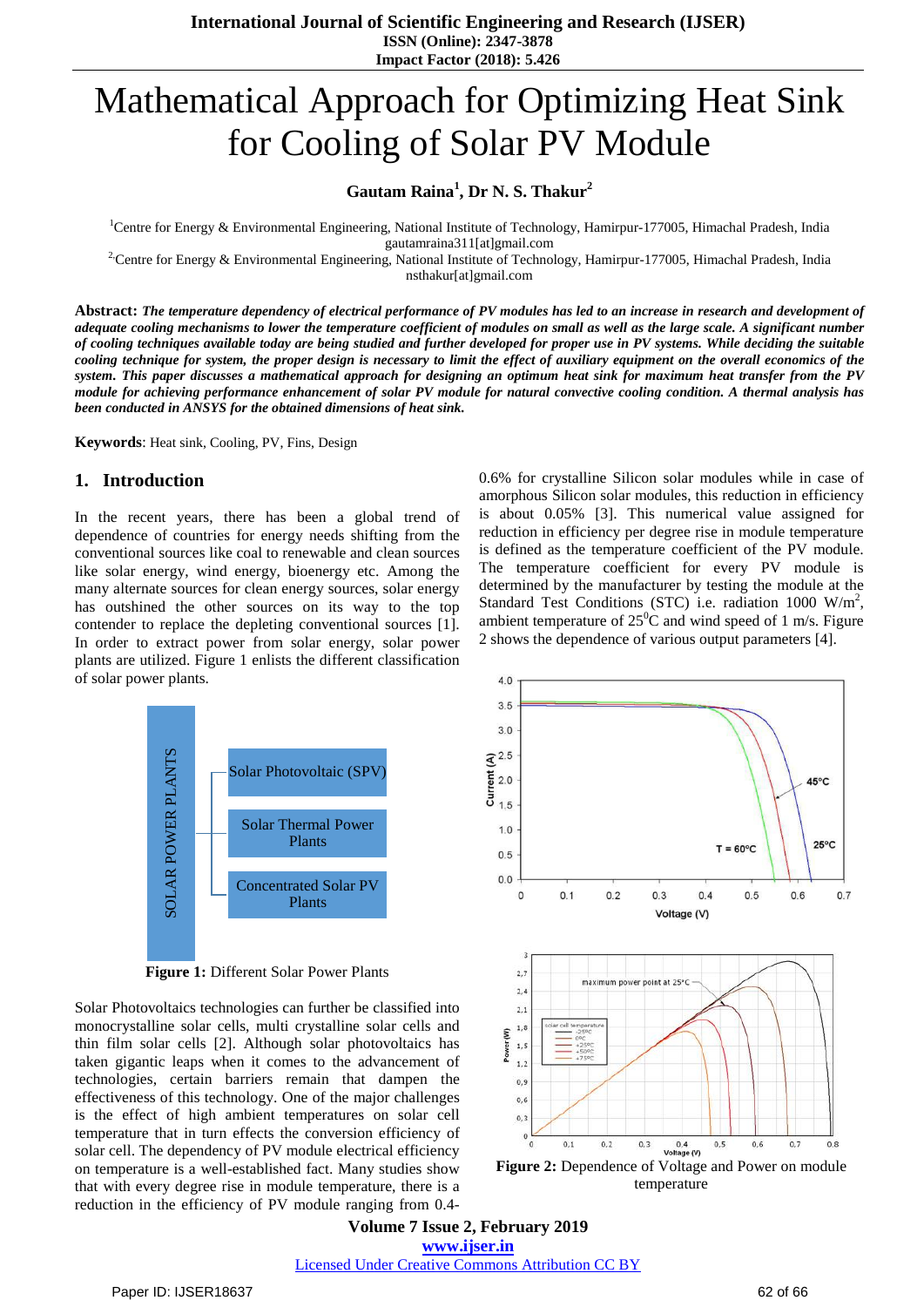# Mathematical Approach for Optimizing Heat Sink for Cooling of Solar PV Module

**Gautam Raina[1], Dr N. S. Thakur[2]**

[1]Centre for Energy & Environmental Engineering, National Institute of Technology, Hamirpur-177005, Himachal Pradesh, India
gautamraina311[at]gmail.com

[2]Centre for Energy & Environmental Engineering, National Institute of Technology, Hamirpur-177005, Himachal Pradesh, India
nsthakur[at]gmail.com

**Abstract:** ***The temperature dependency of electrical performance of PV modules has led to an increase in research and development of adequate cooling mechanisms to lower the temperature coefficient of modules on small as well as the large scale. A significant number of cooling techniques available today are being studied and further developed for proper use in PV systems. While deciding the suitable cooling technique for system, the proper design is necessary to limit the effect of auxiliary equipment on the overall economics of the system. This paper discusses a mathematical approach for designing an optimum heat sink for maximum heat transfer from the PV module for achieving performance enhancement of solar PV module for natural convective cooling condition. A thermal analysis has been conducted in ANSYS for the obtained dimensions of heat sink.***

**Keywords**: Heat sink, Cooling, PV, Fins, Design

## 1. Introduction

In the recent years, there has been a global trend of dependence of countries for energy needs shifting from the conventional sources like coal to renewable and clean sources like solar energy, wind energy, bioenergy etc. Among the many alternate sources for clean energy sources, solar energy has outshined the other sources on its way to the top contender to replace the depleting conventional sources [1]. In order to extract power from solar energy, solar power plants are utilized. Figure 1 enlists the different classification of solar power plants.

**Figure 1:** Different Solar Power Plants

Solar Photovoltaics technologies can further be classified into monocrystalline solar cells, multi crystalline solar cells and thin film solar cells [2]. Although solar photovoltaics has taken gigantic leaps when it comes to the advancement of technologies, certain barriers remain that dampen the effectiveness of this technology. One of the major challenges is the effect of high ambient temperatures on solar cell temperature that in turn effects the conversion efficiency of solar cell. The dependency of PV module electrical efficiency on temperature is a well-established fact. Many studies show that with every degree rise in module temperature, there is a reduction in the efficiency of PV module ranging from 0.4-0.6% for crystalline Silicon solar modules while in case of amorphous Silicon solar modules, this reduction in efficiency is about 0.05% [3]. This numerical value assigned for reduction in efficiency per degree rise in module temperature is defined as the temperature coefficient of the PV module. The temperature coefficient for every PV module is determined by the manufacturer by testing the module at the Standard Test Conditions (STC) i.e. radiation 1000 W/m$^2$, ambient temperature of 25$^0$C and wind speed of 1 m/s. Figure 2 shows the dependence of various output parameters [4].

**Figure 2:** Dependence of Voltage and Power on module temperature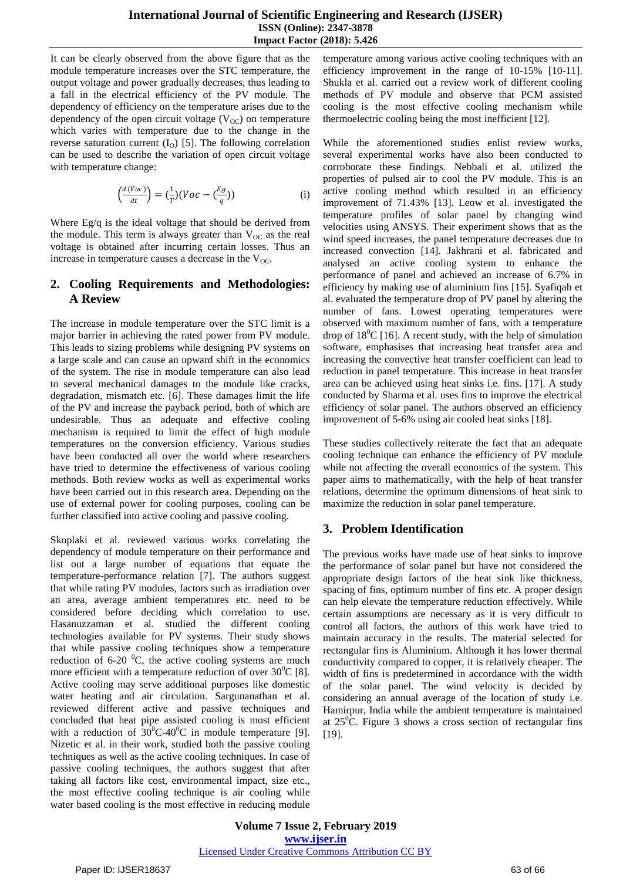It can be clearly observed from the above figure that as the module temperature increases over the STC temperature, the output voltage and power gradually decreases, thus leading to a fall in the electrical efficiency of the PV module. The dependency of efficiency on the temperature arises due to the dependency of the open circuit voltage ($V_{OC}$) on temperature which varies with temperature due to the change in the reverse saturation current ($I_O$) [5]. The following correlation can be used to describe the variation of open circuit voltage with temperature change:

$$\left(\frac{d(Voc)}{dt}\right) = \left(\frac{1}{T}\right)\left(Voc - \left(\frac{Eg}{q}\right)\right) \quad \text{(i)}$$

Where Eg/q is the ideal voltage that should be derived from the module. This term is always greater than $V_{OC}$ as the real voltage is obtained after incurring certain losses. Thus an increase in temperature causes a decrease in the $V_{OC}$.

## 2. Cooling Requirements and Methodologies: A Review

The increase in module temperature over the STC limit is a major barrier in achieving the rated power from PV module. This leads to sizing problems while designing PV systems on a large scale and can cause an upward shift in the economics of the system. The rise in module temperature can also lead to several mechanical damages to the module like cracks, degradation, mismatch etc. [6]. These damages limit the life of the PV and increase the payback period, both of which are undesirable. Thus an adequate and effective cooling mechanism is required to limit the effect of high module temperatures on the conversion efficiency. Various studies have been conducted all over the world where researchers have tried to determine the effectiveness of various cooling methods. Both review works as well as experimental works have been carried out in this research area. Depending on the use of external power for cooling purposes, cooling can be further classified into active cooling and passive cooling.

Skoplaki et al. reviewed various works correlating the dependency of module temperature on their performance and list out a large number of equations that equate the temperature-performance relation [7]. The authors suggest that while rating PV modules, factors such as irradiation over an area, average ambient temperatures etc. need to be considered before deciding which correlation to use. Hasanuzzaman et al. studied the different cooling technologies available for PV systems. Their study shows that while passive cooling techniques show a temperature reduction of 6-20 $^0$C, the active cooling systems are much more efficient with a temperature reduction of over 30$^0$C [8]. Active cooling may serve additional purposes like domestic water heating and air circulation. Sargunanathan et al. reviewed different active and passive techniques and concluded that heat pipe assisted cooling is most efficient with a reduction of 30$^0$C-40$^0$C in module temperature [9]. Nizetic et al. in their work, studied both the passive cooling techniques as well as the active cooling techniques. In case of passive cooling techniques, the authors suggest that after taking all factors like cost, environmental impact, size etc., the most effective cooling technique is air cooling while water based cooling is the most effective in reducing module temperature among various active cooling techniques with an efficiency improvement in the range of 10-15% [10-11]. Shukla et al. carried out a review work of different cooling methods of PV module and observe that PCM assisted cooling is the most effective cooling mechanism while thermoelectric cooling being the most inefficient [12].

While the aforementioned studies enlist review works, several experimental works have also been conducted to corroborate these findings. Nebbali et al. utilized the properties of pulsed air to cool the PV module. This is an active cooling method which resulted in an efficiency improvement of 71.43% [13]. Leow et al. investigated the temperature profiles of solar panel by changing wind velocities using ANSYS. Their experiment shows that as the wind speed increases, the panel temperature decreases due to increased convection [14]. Jakhrani et al. fabricated and analysed an active cooling system to enhance the performance of panel and achieved an increase of 6.7% in efficiency by making use of aluminium fins [15]. Syafiqah et al. evaluated the temperature drop of PV panel by altering the number of fans. Lowest operating temperatures were observed with maximum number of fans, with a temperature drop of 18$^0$C [16]. A recent study, with the help of simulation software, emphasises that increasing heat transfer area and increasing the convective heat transfer coefficient can lead to reduction in panel temperature. This increase in heat transfer area can be achieved using heat sinks i.e. fins. [17]. A study conducted by Sharma et al. uses fins to improve the electrical efficiency of solar panel. The authors observed an efficiency improvement of 5-6% using air cooled heat sinks [18].

These studies collectively reiterate the fact that an adequate cooling technique can enhance the efficiency of PV module while not affecting the overall economics of the system. This paper aims to mathematically, with the help of heat transfer relations, determine the optimum dimensions of heat sink to maximize the reduction in solar panel temperature.

## 3. Problem Identification

The previous works have made use of heat sinks to improve the performance of solar panel but have not considered the appropriate design factors of the heat sink like thickness, spacing of fins, optimum number of fins etc. A proper design can help elevate the temperature reduction effectively. While certain assumptions are necessary as it is very difficult to control all factors, the authors of this work have tried to maintain accuracy in the results. The material selected for rectangular fins is Aluminium. Although it has lower thermal conductivity compared to copper, it is relatively cheaper. The width of fins is predetermined in accordance with the width of the solar panel. The wind velocity is decided by considering an annual average of the location of study i.e. Hamirpur, India while the ambient temperature is maintained at 25$^0$C. Figure 3 shows a cross section of rectangular fins [19].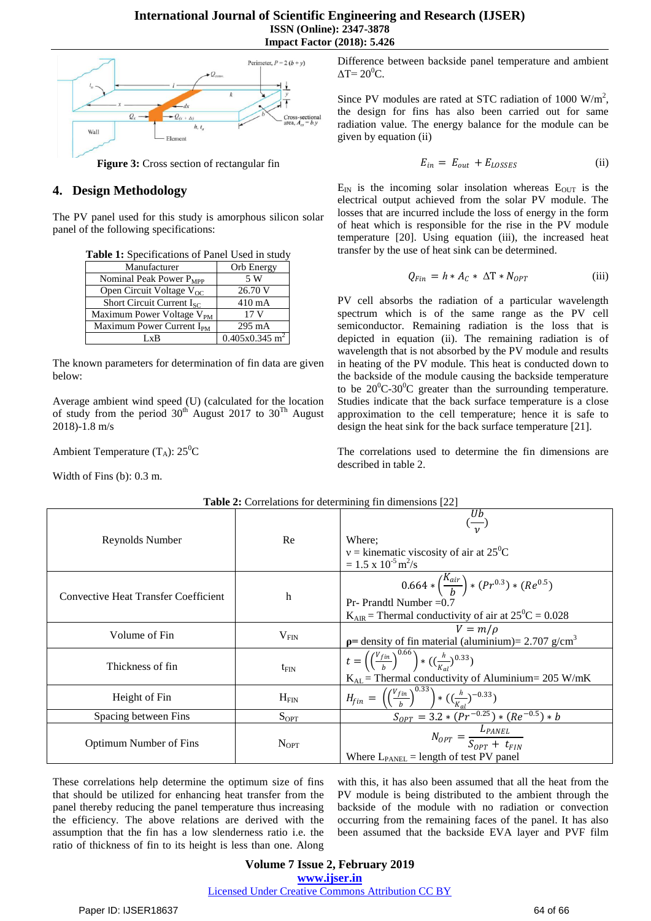Figure 3: Cross section of rectangular fin

## 4. Design Methodology

The PV panel used for this study is amorphous silicon solar panel of the following specifications:

**Table 1:** Specifications of Panel Used in study

| Manufacturer | Orb Energy |
|---|---|
| Nominal Peak Power $P_{MPP}$ | 5 W |
| Open Circuit Voltage $V_{OC}$ | 26.70 V |
| Short Circuit Current $I_{SC}$ | 410 mA |
| Maximum Power Voltage $V_{PM}$ | 17 V |
| Maximum Power Current $I_{PM}$ | 295 mA |
| LxB | 0.405x0.345 $m^2$ |

The known parameters for determination of fin data are given below:

Average ambient wind speed (U) (calculated for the location of study from the period 30th August 2017 to 30Th August 2018)-1.8 m/s

Ambient Temperature ($T_A$): $25^0$C

Width of Fins (b): 0.3 m.

Difference between backside panel temperature and ambient $\Delta T = 20^0$C.

Since PV modules are rated at STC radiation of 1000 W/$m^2$, the design for fins has also been carried out for same radiation value. The energy balance for the module can be given by equation (ii)

$$E_{in} = E_{out} + E_{LOSSES} \quad \text{(ii)}$$

$E_{IN}$ is the incoming solar insolation whereas $E_{OUT}$ is the electrical output achieved from the solar PV module. The losses that are incurred include the loss of energy in the form of heat which is responsible for the rise in the PV module temperature [20]. Using equation (iii), the increased heat transfer by the use of heat sink can be determined.

$$Q_{Fin} = h * A_C * \Delta T * N_{OPT} \quad \text{(iii)}$$

PV cell absorbs the radiation of a particular wavelength spectrum which is of the same range as the PV cell semiconductor. Remaining radiation is the loss that is depicted in equation (ii). The remaining radiation is of wavelength that is not absorbed by the PV module and results in heating of the PV module. This heat is conducted down to the backside of the module causing the backside temperature to be $20^0$C-$30^0$C greater than the surrounding temperature. Studies indicate that the back surface temperature is a close approximation to the cell temperature; hence it is safe to design the heat sink for the back surface temperature [21].

The correlations used to determine the fin dimensions are described in table 2.

**Table 2:** Correlations for determining fin dimensions [22]

| Parameter | Symbol | Correlation |
|---|---|---|
| Reynolds Number | Re | $\left(\frac{Ub}{\nu}\right)$ Where; $\nu$ = kinematic viscosity of air at $25^0$C = 1.5 x $10^{-5}$ $m^2$/s |
| Convective Heat Transfer Coefficient | h | $0.664 * \left(\frac{K_{air}}{b}\right) * (Pr^{0.3}) * (Re^{0.5})$ Pr- Prandtl Number =0.7 $K_{AIR}$ = Thermal conductivity of air at $25^0$C = 0.028 |
| Volume of Fin | $V_{FIN}$ | $V = m/\rho$ $\rho$= density of fin material (aluminium)= 2.707 g/$cm^3$ |
| Thickness of fin | $t_{FIN}$ | $t = \left(\left(\frac{V_{fin}}{b}\right)^{0.66}\right) * \left(\left(\frac{h}{K_{al}}\right)^{0.33}\right)$ $K_{AL}$ = Thermal conductivity of Aluminium= 205 W/mK |
| Height of Fin | $H_{FIN}$ | $H_{fin} = \left(\left(\frac{V_{fin}}{b}\right)^{0.33}\right) * \left(\left(\frac{h}{K_{al}}\right)^{-0.33}\right)$ |
| Spacing between Fins | $S_{OPT}$ | $S_{OPT} = 3.2 * (Pr^{-0.25}) * (Re^{-0.5}) * b$ |
| Optimum Number of Fins | $N_{OPT}$ | $N_{OPT} = \frac{L_{PANEL}}{S_{OPT} + t_{FIN}}$ Where $L_{PANEL}$ = length of test PV panel |

These correlations help determine the optimum size of fins that should be utilized for enhancing heat transfer from the panel thereby reducing the panel temperature thus increasing the efficiency. The above relations are derived with the assumption that the fin has a low slenderness ratio i.e. the ratio of thickness of fin to its height is less than one. Along with this, it has also been assumed that all the heat from the PV module is being distributed to the ambient through the backside of the module with no radiation or convection occurring from the remaining faces of the panel. It has also been assumed that the backside EVA layer and PVF film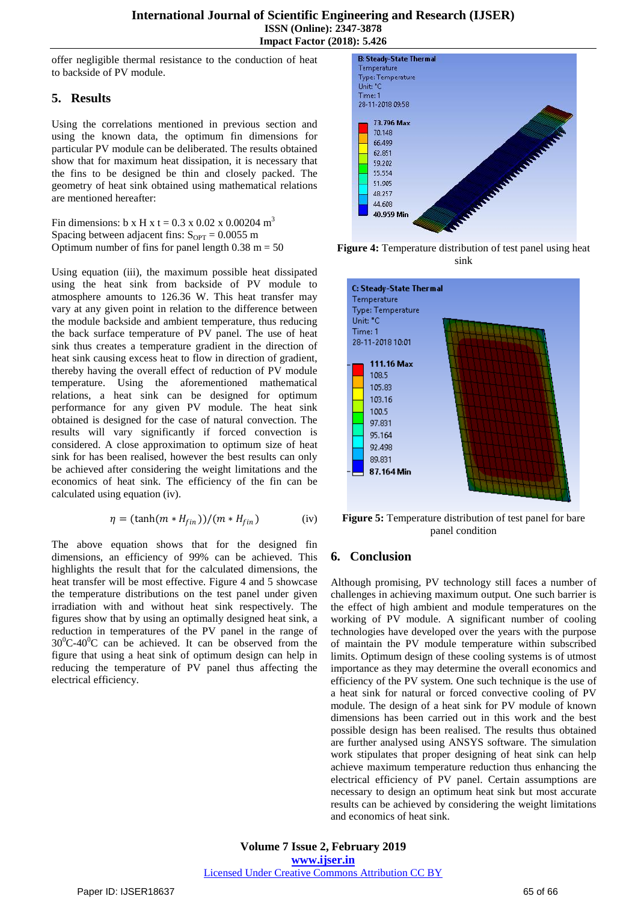offer negligible thermal resistance to the conduction of heat to backside of PV module.

## 5. Results

Using the correlations mentioned in previous section and using the known data, the optimum fin dimensions for particular PV module can be deliberated. The results obtained show that for maximum heat dissipation, it is necessary that the fins to be designed be thin and closely packed. The geometry of heat sink obtained using mathematical relations are mentioned hereafter:

Fin dimensions: b x H x t = 0.3 x 0.02 x 0.00204 $m^3$
Spacing between adjacent fins: $S_{OPT}$ = 0.0055 m
Optimum number of fins for panel length 0.38 m = 50

Using equation (iii), the maximum possible heat dissipated using the heat sink from backside of PV module to atmosphere amounts to 126.36 W. This heat transfer may vary at any given point in relation to the difference between the module backside and ambient temperature, thus reducing the back surface temperature of PV panel. The use of heat sink thus creates a temperature gradient in the direction of heat sink causing excess heat to flow in direction of gradient, thereby having the overall effect of reduction of PV module temperature. Using the aforementioned mathematical relations, a heat sink can be designed for optimum performance for any given PV module. The heat sink obtained is designed for the case of natural convection. The results will vary significantly if forced convection is considered. A close approximation to optimum size of heat sink for has been realised, however the best results can only be achieved after considering the weight limitations and the economics of heat sink. The efficiency of the fin can be calculated using equation (iv).

$$\eta = (\tanh(m * H_{fin}))/(m * H_{fin}) \qquad \text{(iv)}$$

The above equation shows that for the designed fin dimensions, an efficiency of 99% can be achieved. This highlights the result that for the calculated dimensions, the heat transfer will be most effective. Figure 4 and 5 showcase the temperature distributions on the test panel under given irradiation with and without heat sink respectively. The figures show that by using an optimally designed heat sink, a reduction in temperatures of the PV panel in the range of $30^0$C-$40^0$C can be achieved. It can be observed from the figure that using a heat sink of optimum design can help in reducing the temperature of PV panel thus affecting the electrical efficiency.

**Figure 4:** Temperature distribution of test panel using heat sink

**Figure 5:** Temperature distribution of test panel for bare panel condition

## 6. Conclusion

Although promising, PV technology still faces a number of challenges in achieving maximum output. One such barrier is the effect of high ambient and module temperatures on the working of PV module. A significant number of cooling technologies have developed over the years with the purpose of maintain the PV module temperature within subscribed limits. Optimum design of these cooling systems is of utmost importance as they may determine the overall economics and efficiency of the PV system. One such technique is the use of a heat sink for natural or forced convective cooling of PV module. The design of a heat sink for PV module of known dimensions has been carried out in this work and the best possible design has been realised. The results thus obtained are further analysed using ANSYS software. The simulation work stipulates that proper designing of heat sink can help achieve maximum temperature reduction thus enhancing the electrical efficiency of PV panel. Certain assumptions are necessary to design an optimum heat sink but most accurate results can be achieved by considering the weight limitations and economics of heat sink.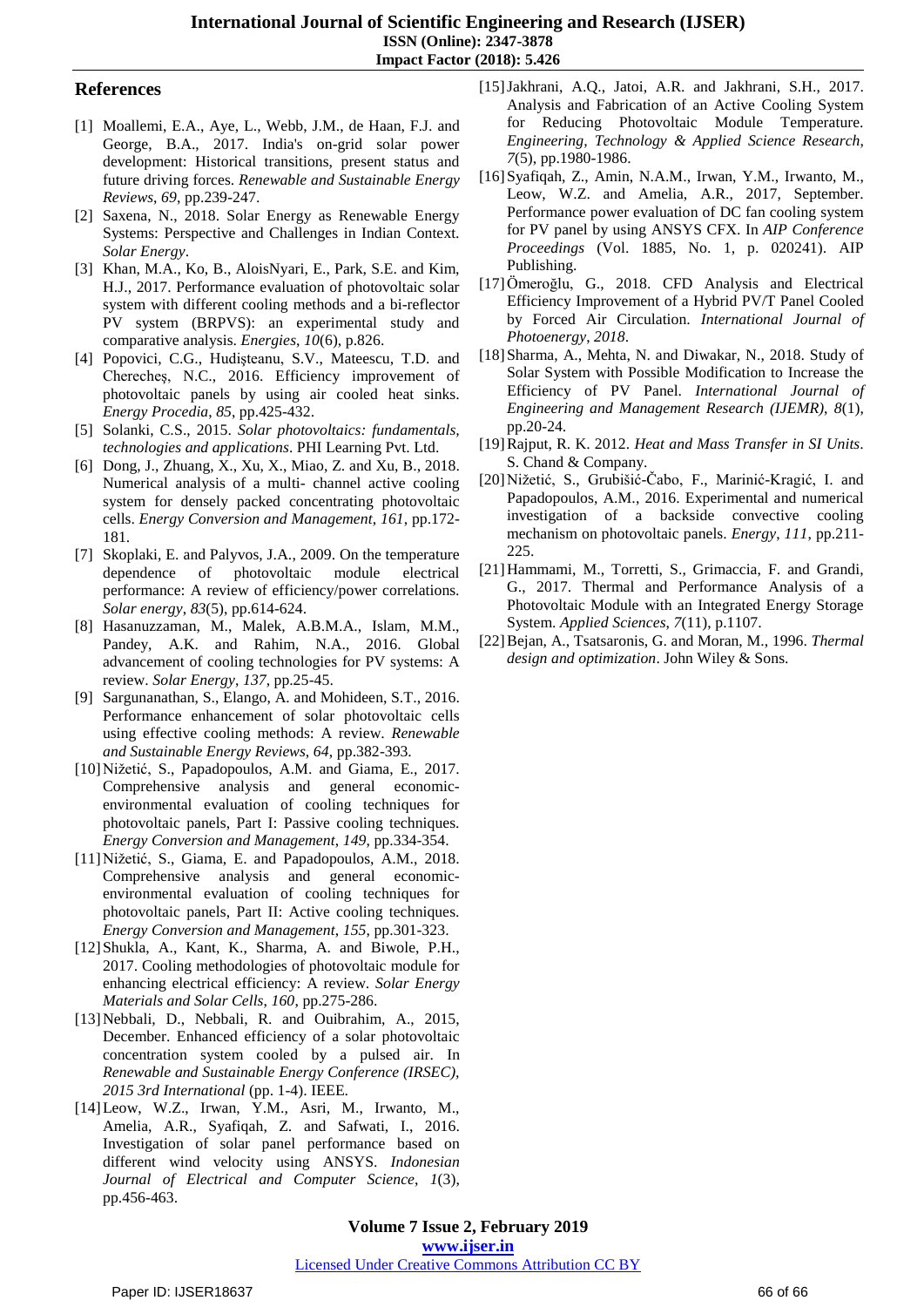## References

[1] Moallemi, E.A., Aye, L., Webb, J.M., de Haan, F.J. and George, B.A., 2017. India's on-grid solar power development: Historical transitions, present status and future driving forces. *Renewable and Sustainable Energy Reviews*, *69*, pp.239-247.

[2] Saxena, N., 2018. Solar Energy as Renewable Energy Systems: Perspective and Challenges in Indian Context. *Solar Energy*.

[3] Khan, M.A., Ko, B., AloisNyari, E., Park, S.E. and Kim, H.J., 2017. Performance evaluation of photovoltaic solar system with different cooling methods and a bi-reflector PV system (BRPVS): an experimental study and comparative analysis. *Energies*, *10*(6), p.826.

[4] Popovici, C.G., Hudișteanu, S.V., Mateescu, T.D. and Chereches, N.C., 2016. Efficiency improvement of photovoltaic panels by using air cooled heat sinks. *Energy Procedia*, *85*, pp.425-432.

[5] Solanki, C.S., 2015. *Solar photovoltaics: fundamentals, technologies and applications*. PHI Learning Pvt. Ltd.

[6] Dong, J., Zhuang, X., Xu, X., Miao, Z. and Xu, B., 2018. Numerical analysis of a multi- channel active cooling system for densely packed concentrating photovoltaic cells. *Energy Conversion and Management*, *161*, pp.172-181.

[7] Skoplaki, E. and Palyvos, J.A., 2009. On the temperature dependence of photovoltaic module electrical performance: A review of efficiency/power correlations. *Solar energy*, *83*(5), pp.614-624.

[8] Hasanuzzaman, M., Malek, A.B.M.A., Islam, M.M., Pandey, A.K. and Rahim, N.A., 2016. Global advancement of cooling technologies for PV systems: A review. *Solar Energy*, *137*, pp.25-45.

[9] Sargunanathan, S., Elango, A. and Mohideen, S.T., 2016. Performance enhancement of solar photovoltaic cells using effective cooling methods: A review. *Renewable and Sustainable Energy Reviews*, *64*, pp.382-393.

[10] Nižetić, S., Papadopoulos, A.M. and Giama, E., 2017. Comprehensive analysis and general economic-environmental evaluation of cooling techniques for photovoltaic panels, Part I: Passive cooling techniques. *Energy Conversion and Management*, *149*, pp.334-354.

[11] Nižetić, S., Giama, E. and Papadopoulos, A.M., 2018. Comprehensive analysis and general economic-environmental evaluation of cooling techniques for photovoltaic panels, Part II: Active cooling techniques. *Energy Conversion and Management*, *155*, pp.301-323.

[12] Shukla, A., Kant, K., Sharma, A. and Biwole, P.H., 2017. Cooling methodologies of photovoltaic module for enhancing electrical efficiency: A review. *Solar Energy Materials and Solar Cells*, *160*, pp.275-286.

[13] Nebbali, D., Nebbali, R. and Ouibrahim, A., 2015, December. Enhanced efficiency of a solar photovoltaic concentration system cooled by a pulsed air. In *Renewable and Sustainable Energy Conference (IRSEC), 2015 3rd International* (pp. 1-4). IEEE.

[14] Leow, W.Z., Irwan, Y.M., Asri, M., Irwanto, M., Amelia, A.R., Syafiqah, Z. and Safwati, I., 2016. Investigation of solar panel performance based on different wind velocity using ANSYS. *Indonesian Journal of Electrical and Computer Science*, *1*(3), pp.456-463.

[15] Jakhrani, A.Q., Jatoi, A.R. and Jakhrani, S.H., 2017. Analysis and Fabrication of an Active Cooling System for Reducing Photovoltaic Module Temperature. *Engineering, Technology & Applied Science Research*, *7*(5), pp.1980-1986.

[16] Syafiqah, Z., Amin, N.A.M., Irwan, Y.M., Irwanto, M., Leow, W.Z. and Amelia, A.R., 2017, September. Performance power evaluation of DC fan cooling system for PV panel by using ANSYS CFX. In *AIP Conference Proceedings* (Vol. 1885, No. 1, p. 020241). AIP Publishing.

[17] Ömeroğlu, G., 2018. CFD Analysis and Electrical Efficiency Improvement of a Hybrid PV/T Panel Cooled by Forced Air Circulation. *International Journal of Photoenergy*, *2018*.

[18] Sharma, A., Mehta, N. and Diwakar, N., 2018. Study of Solar System with Possible Modification to Increase the Efficiency of PV Panel. *International Journal of Engineering and Management Research (IJEMR)*, *8*(1), pp.20-24.

[19] Rajput, R. K. 2012. *Heat and Mass Transfer in SI Units*. S. Chand & Company.

[20] Nižetić, S., Grubišić-Čabo, F., Marinić-Kragić, I. and Papadopoulos, A.M., 2016. Experimental and numerical investigation of a backside convective cooling mechanism on photovoltaic panels. *Energy*, *111*, pp.211-225.

[21] Hammami, M., Torretti, S., Grimaccia, F. and Grandi, G., 2017. Thermal and Performance Analysis of a Photovoltaic Module with an Integrated Energy Storage System. *Applied Sciences*, *7*(11), p.1107.

[22] Bejan, A., Tsatsaronis, G. and Moran, M., 1996. *Thermal design and optimization*. John Wiley & Sons.